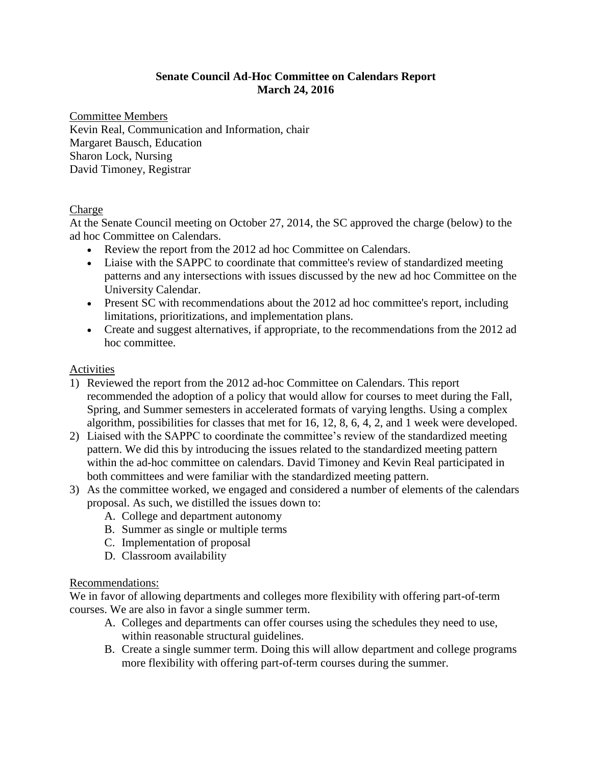# Senate Council Ad-Hoc Committee on Calendars Report
## March 24, 2016

Committee Members

Kevin Real, Communication and Information, chair
Margaret Bausch, Education
Sharon Lock, Nursing
David Timoney, Registrar

Charge

At the Senate Council meeting on October 27, 2014, the SC approved the charge (below) to the ad hoc Committee on Calendars.

- Review the report from the 2012 ad hoc Committee on Calendars.
- Liaise with the SAPPC to coordinate that committee's review of standardized meeting patterns and any intersections with issues discussed by the new ad hoc Committee on the University Calendar.
- Present SC with recommendations about the 2012 ad hoc committee's report, including limitations, prioritizations, and implementation plans.
- Create and suggest alternatives, if appropriate, to the recommendations from the 2012 ad hoc committee.

Activities

1) Reviewed the report from the 2012 ad-hoc Committee on Calendars. This report recommended the adoption of a policy that would allow for courses to meet during the Fall, Spring, and Summer semesters in accelerated formats of varying lengths. Using a complex algorithm, possibilities for classes that met for 16, 12, 8, 6, 4, 2, and 1 week were developed.
2) Liaised with the SAPPC to coordinate the committee's review of the standardized meeting pattern. We did this by introducing the issues related to the standardized meeting pattern within the ad-hoc committee on calendars. David Timoney and Kevin Real participated in both committees and were familiar with the standardized meeting pattern.
3) As the committee worked, we engaged and considered a number of elements of the calendars proposal. As such, we distilled the issues down to:
   A. College and department autonomy
   B. Summer as single or multiple terms
   C. Implementation of proposal
   D. Classroom availability

Recommendations:

We in favor of allowing departments and colleges more flexibility with offering part-of-term courses. We are also in favor a single summer term.

A. Colleges and departments can offer courses using the schedules they need to use, within reasonable structural guidelines.
B. Create a single summer term. Doing this will allow department and college programs more flexibility with offering part-of-term courses during the summer.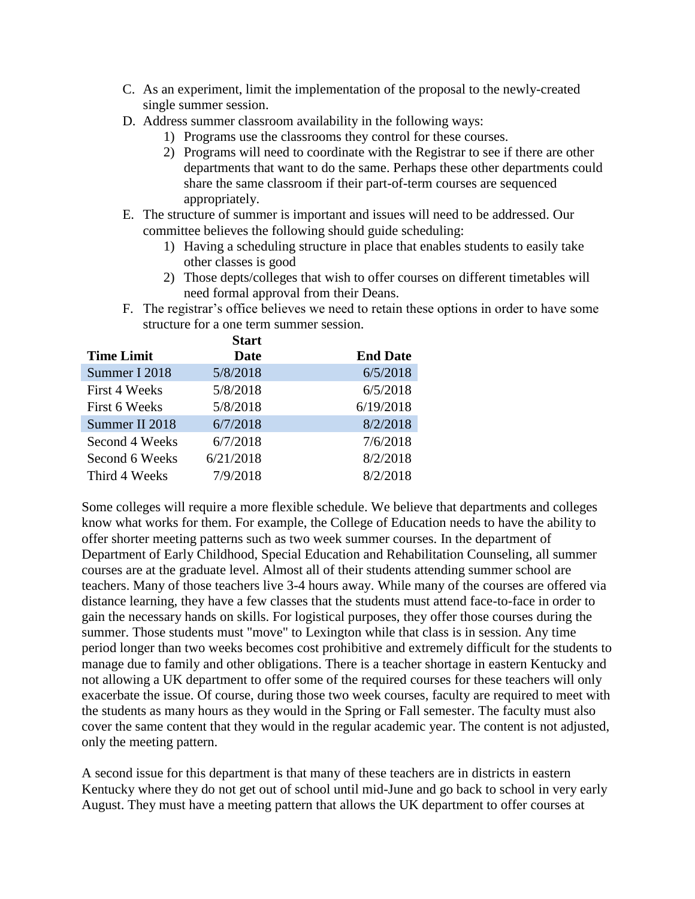C. As an experiment, limit the implementation of the proposal to the newly-created single summer session.

D. Address summer classroom availability in the following ways:
   1) Programs use the classrooms they control for these courses.
   2) Programs will need to coordinate with the Registrar to see if there are other departments that want to do the same. Perhaps these other departments could share the same classroom if their part-of-term courses are sequenced appropriately.

E. The structure of summer is important and issues will need to be addressed. Our committee believes the following should guide scheduling:
   1) Having a scheduling structure in place that enables students to easily take other classes is good
   2) Those depts/colleges that wish to offer courses on different timetables will need formal approval from their Deans.

F. The registrar's office believes we need to retain these options in order to have some structure for a one term summer session.

| Time Limit | Start Date | End Date |
|---|---|---|
| Summer I 2018 | 5/8/2018 | 6/5/2018 |
| First 4 Weeks | 5/8/2018 | 6/5/2018 |
| First 6 Weeks | 5/8/2018 | 6/19/2018 |
| Summer II 2018 | 6/7/2018 | 8/2/2018 |
| Second 4 Weeks | 6/7/2018 | 7/6/2018 |
| Second 6 Weeks | 6/21/2018 | 8/2/2018 |
| Third 4 Weeks | 7/9/2018 | 8/2/2018 |

Some colleges will require a more flexible schedule. We believe that departments and colleges know what works for them. For example, the College of Education needs to have the ability to offer shorter meeting patterns such as two week summer courses. In the department of Department of Early Childhood, Special Education and Rehabilitation Counseling, all summer courses are at the graduate level. Almost all of their students attending summer school are teachers. Many of those teachers live 3-4 hours away. While many of the courses are offered via distance learning, they have a few classes that the students must attend face-to-face in order to gain the necessary hands on skills. For logistical purposes, they offer those courses during the summer. Those students must "move" to Lexington while that class is in session. Any time period longer than two weeks becomes cost prohibitive and extremely difficult for the students to manage due to family and other obligations. There is a teacher shortage in eastern Kentucky and not allowing a UK department to offer some of the required courses for these teachers will only exacerbate the issue. Of course, during those two week courses, faculty are required to meet with the students as many hours as they would in the Spring or Fall semester. The faculty must also cover the same content that they would in the regular academic year. The content is not adjusted, only the meeting pattern.

A second issue for this department is that many of these teachers are in districts in eastern Kentucky where they do not get out of school until mid-June and go back to school in very early August. They must have a meeting pattern that allows the UK department to offer courses at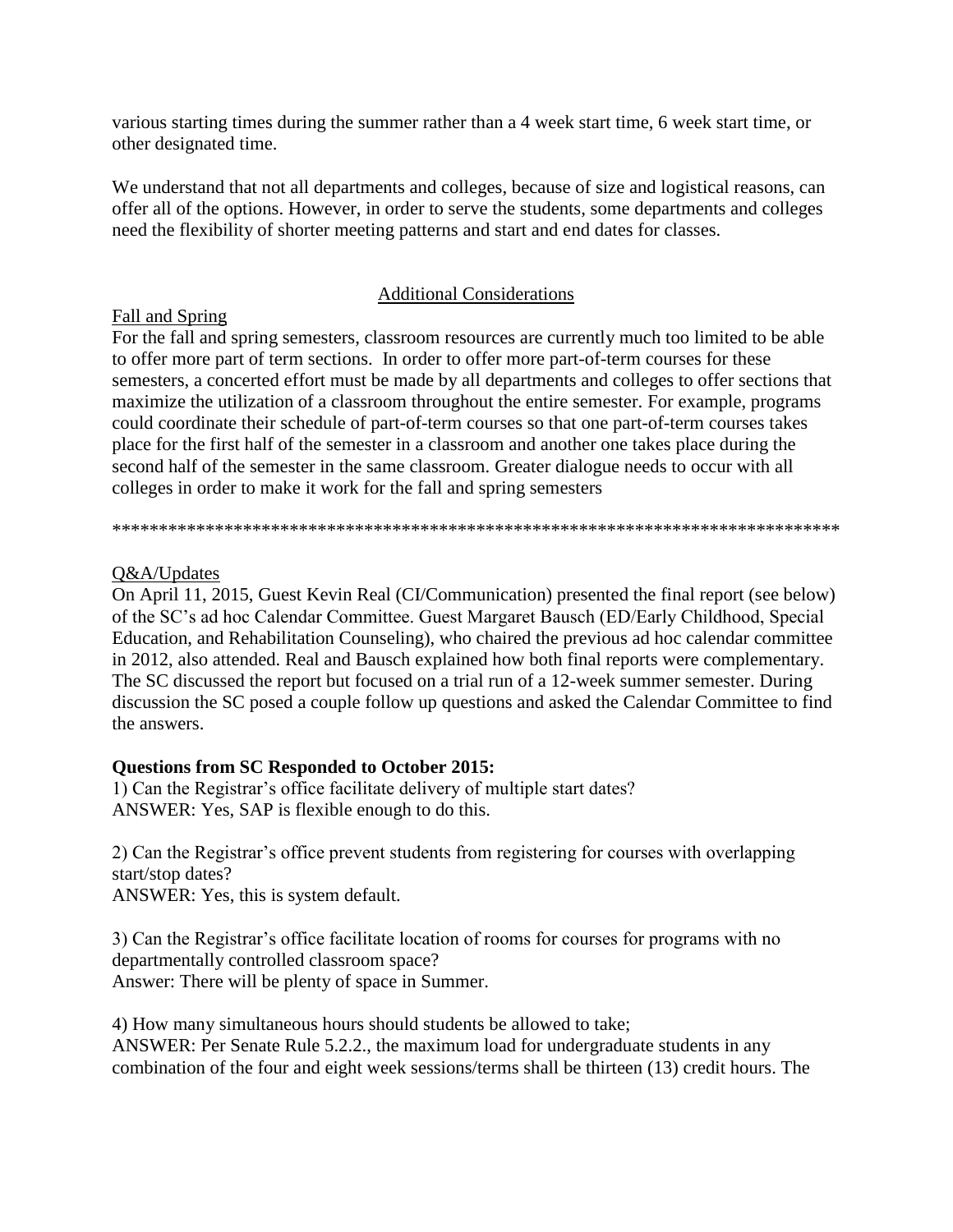various starting times during the summer rather than a 4 week start time, 6 week start time, or other designated time.

We understand that not all departments and colleges, because of size and logistical reasons, can offer all of the options. However, in order to serve the students, some departments and colleges need the flexibility of shorter meeting patterns and start and end dates for classes.

## Additional Considerations

### Fall and Spring

For the fall and spring semesters, classroom resources are currently much too limited to be able to offer more part of term sections. In order to offer more part-of-term courses for these semesters, a concerted effort must be made by all departments and colleges to offer sections that maximize the utilization of a classroom throughout the entire semester. For example, programs could coordinate their schedule of part-of-term courses so that one part-of-term courses takes place for the first half of the semester in a classroom and another one takes place during the second half of the semester in the same classroom. Greater dialogue needs to occur with all colleges in order to make it work for the fall and spring semesters

********************************************************************************

### Q&A/Updates

On April 11, 2015, Guest Kevin Real (CI/Communication) presented the final report (see below) of the SC's ad hoc Calendar Committee. Guest Margaret Bausch (ED/Early Childhood, Special Education, and Rehabilitation Counseling), who chaired the previous ad hoc calendar committee in 2012, also attended. Real and Bausch explained how both final reports were complementary. The SC discussed the report but focused on a trial run of a 12-week summer semester. During discussion the SC posed a couple follow up questions and asked the Calendar Committee to find the answers.

**Questions from SC Responded to October 2015:**

1) Can the Registrar's office facilitate delivery of multiple start dates?
ANSWER: Yes, SAP is flexible enough to do this.

2) Can the Registrar's office prevent students from registering for courses with overlapping start/stop dates?
ANSWER: Yes, this is system default.

3) Can the Registrar's office facilitate location of rooms for courses for programs with no departmentally controlled classroom space?
Answer: There will be plenty of space in Summer.

4) How many simultaneous hours should students be allowed to take;
ANSWER: Per Senate Rule 5.2.2., the maximum load for undergraduate students in any combination of the four and eight week sessions/terms shall be thirteen (13) credit hours. The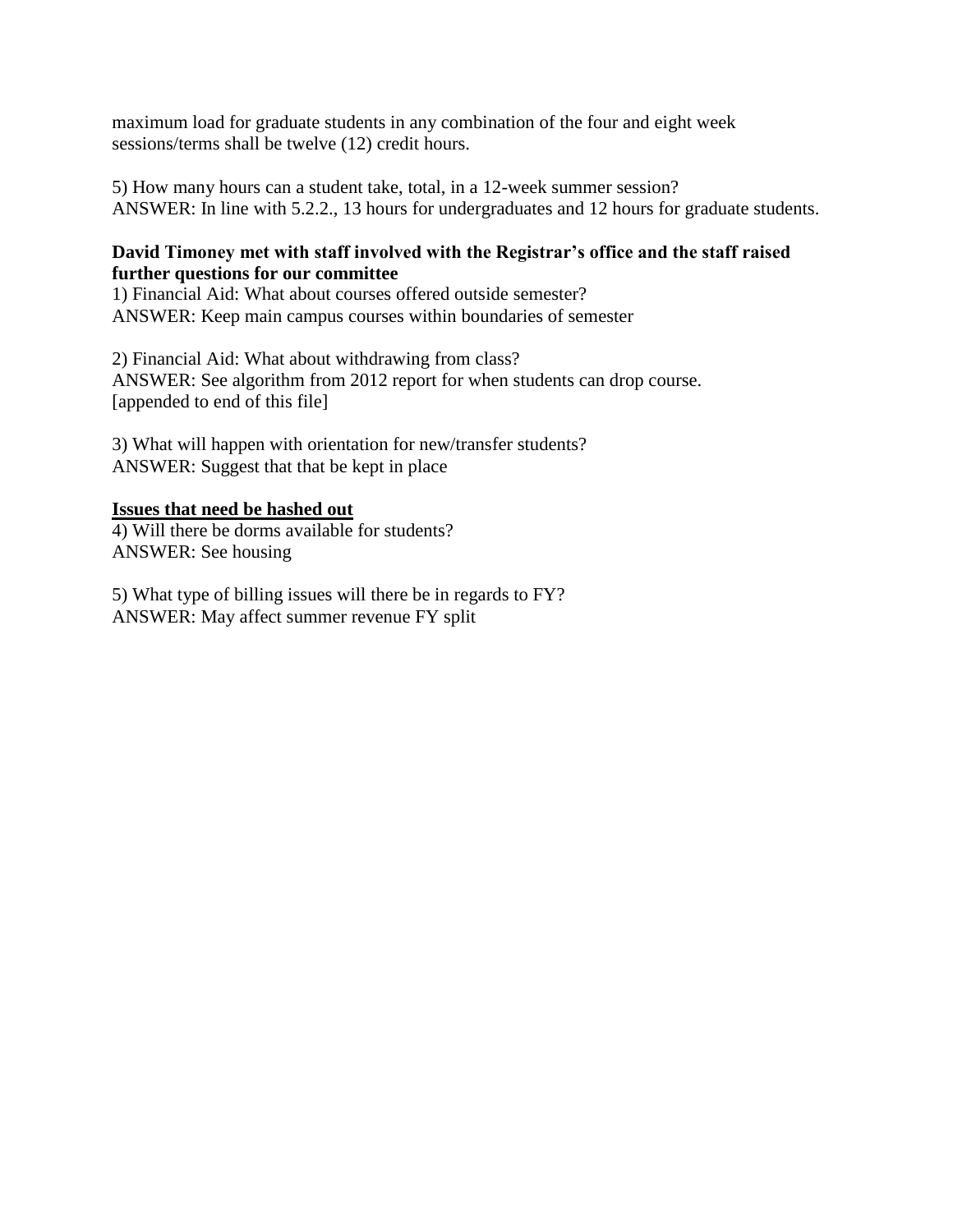maximum load for graduate students in any combination of the four and eight week sessions/terms shall be twelve (12) credit hours.

5) How many hours can a student take, total, in a 12-week summer session?
ANSWER: In line with 5.2.2., 13 hours for undergraduates and 12 hours for graduate students.

**David Timoney met with staff involved with the Registrar's office and the staff raised further questions for our committee**

1) Financial Aid: What about courses offered outside semester?
ANSWER: Keep main campus courses within boundaries of semester

2) Financial Aid: What about withdrawing from class?
ANSWER: See algorithm from 2012 report for when students can drop course. [appended to end of this file]

3) What will happen with orientation for new/transfer students?
ANSWER: Suggest that that be kept in place

**<u>Issues that need be hashed out</u>**

4) Will there be dorms available for students?
ANSWER: See housing

5) What type of billing issues will there be in regards to FY?
ANSWER: May affect summer revenue FY split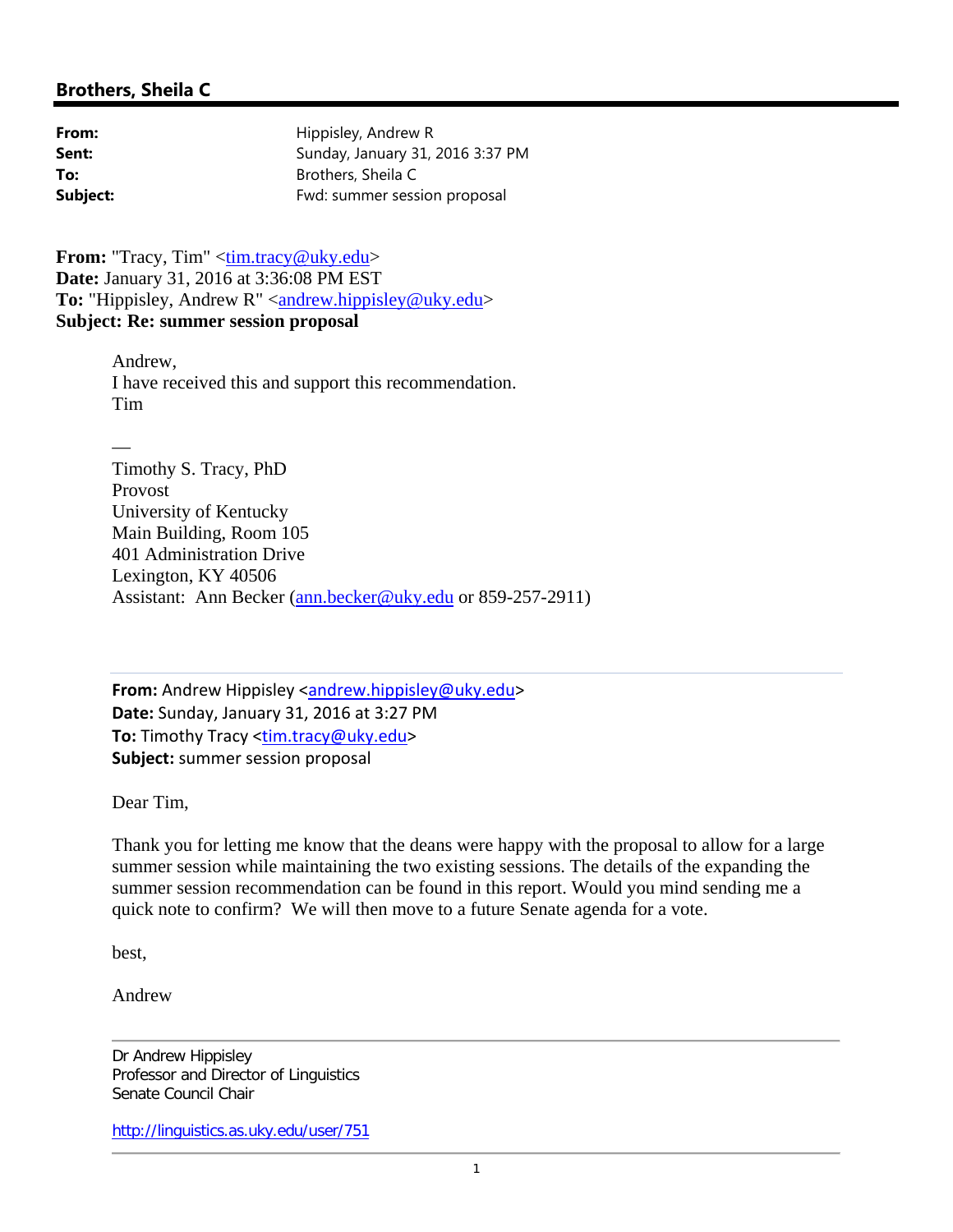## Brothers, Sheila C

**From:** Hippisley, Andrew R
**Sent:** Sunday, January 31, 2016 3:37 PM
**To:** Brothers, Sheila C
**Subject:** Fwd: summer session proposal

**From:** "Tracy, Tim" <tim.tracy@uky.edu>
**Date:** January 31, 2016 at 3:36:08 PM EST
**To:** "Hippisley, Andrew R" <andrew.hippisley@uky.edu>
**Subject: Re: summer session proposal**

Andrew,
I have received this and support this recommendation.
Tim

—
Timothy S. Tracy, PhD
Provost
University of Kentucky
Main Building, Room 105
401 Administration Drive
Lexington, KY 40506
Assistant: Ann Becker (ann.becker@uky.edu or 859-257-2911)

---

**From:** Andrew Hippisley <andrew.hippisley@uky.edu>
**Date:** Sunday, January 31, 2016 at 3:27 PM
**To:** Timothy Tracy <tim.tracy@uky.edu>
**Subject:** summer session proposal

Dear Tim,

Thank you for letting me know that the deans were happy with the proposal to allow for a large summer session while maintaining the two existing sessions. The details of the expanding the summer session recommendation can be found in this report. Would you mind sending me a quick note to confirm? We will then move to a future Senate agenda for a vote.

best,

Andrew

---

Dr Andrew Hippisley
Professor and Director of Linguistics
Senate Council Chair

http://linguistics.as.uky.edu/user/751

---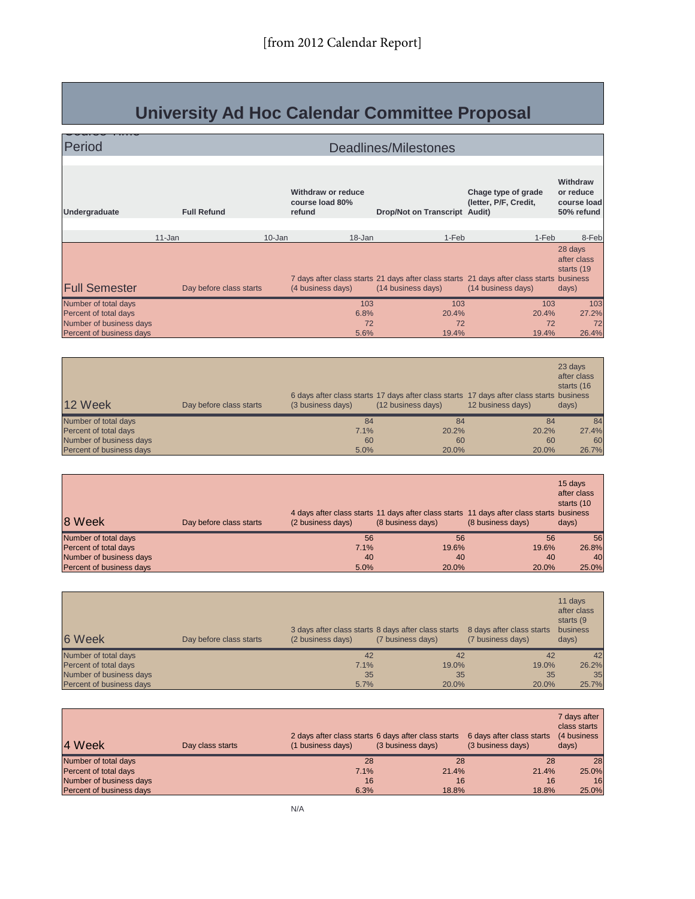[from 2012 Calendar Report]

# University Ad Hoc Calendar Committee Proposal

| Course Time Period | | | Deadlines/Milestones | | |
|---|---|---|---|---|---|
| **Undergraduate** | **Full Refund** | **Withdraw or reduce course load 80% refund** | **Drop/Not on Transcript** | **Chage type of grade (letter, P/F, Credit, Audit)** | **Withdraw or reduce course load 50% refund** |
| 11-Jan | 10-Jan | 18-Jan | 1-Feb | 1-Feb | 8-Feb |
| **Full Semester** | Day before class starts | 7 days after class starts (4 business days) | 21 days after class starts (14 business days) | 21 days after class starts (14 business days) | 28 days after class starts (19 business days) |
| Number of total days | | 103 | 103 | 103 | 103 |
| Percent of total days | | 6.8% | 20.4% | 20.4% | 27.2% |
| Number of business days | | 72 | 72 | 72 | 72 |
| Percent of business days | | 5.6% | 19.4% | 19.4% | 26.4% |
| **12 Week** | Day before class starts | 6 days after class starts (3 business days) | 17 days after class starts (12 business days) | 17 days after class starts 12 business days) | 23 days after class starts (16 business days) |
| Number of total days | | 84 | 84 | 84 | 84 |
| Percent of total days | | 7.1% | 20.2% | 20.2% | 27.4% |
| Number of business days | | 60 | 60 | 60 | 60 |
| Percent of business days | | 5.0% | 20.0% | 20.0% | 26.7% |
| **8 Week** | Day before class starts | 4 days after class starts (2 business days) | 11 days after class starts (8 business days) | 11 days after class starts (8 business days) | 15 days after class starts (10 business days) |
| Number of total days | | 56 | 56 | 56 | 56 |
| Percent of total days | | 7.1% | 19.6% | 19.6% | 26.8% |
| Number of business days | | 40 | 40 | 40 | 40 |
| Percent of business days | | 5.0% | 20.0% | 20.0% | 25.0% |
| **6 Week** | Day before class starts | 3 days after class starts (2 business days) | 8 days after class starts (7 business days) | 8 days after class starts (7 business days) | 11 days after class starts (9 business days) |
| Number of total days | | 42 | 42 | 42 | 42 |
| Percent of total days | | 7.1% | 19.0% | 19.0% | 26.2% |
| Number of business days | | 35 | 35 | 35 | 35 |
| Percent of business days | | 5.7% | 20.0% | 20.0% | 25.7% |
| **4 Week** | Day class starts | 2 days after class starts (1 business days) | 6 days after class starts (3 business days) | 6 days after class starts (3 business days) | 7 days after class starts (4 business days) |
| Number of total days | | 28 | 28 | 28 | 28 |
| Percent of total days | | 7.1% | 21.4% | 21.4% | 25.0% |
| Number of business days | | 16 | 16 | 16 | 16 |
| Percent of business days | | 6.3% | 18.8% | 18.8% | 25.0% |

N/A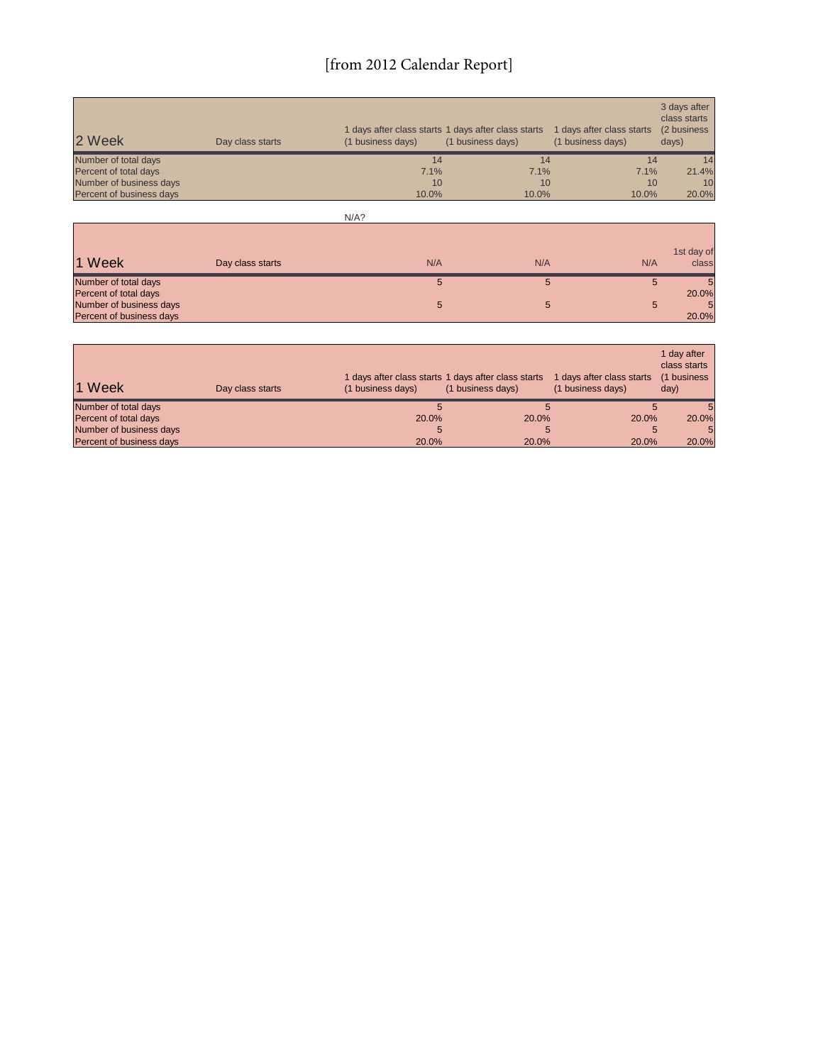[from 2012 Calendar Report]

| 2 Week | Day class starts | 1 days after class starts (1 business days) | 1 days after class starts (1 business days) | 1 days after class starts (1 business days) | 3 days after class starts (2 business days) |
|---|---|---|---|---|---|
| Number of total days | | 14 | 14 | 14 | 14 |
| Percent of total days | | 7.1% | 7.1% | 7.1% | 21.4% |
| Number of business days | | 10 | 10 | 10 | 10 |
| Percent of business days | | 10.0% | 10.0% | 10.0% | 20.0% |

N/A?

| 1 Week | Day class starts | N/A | N/A | N/A | 1st day of class |
|---|---|---|---|---|---|
| Number of total days | | 5 | 5 | 5 | 5 |
| Percent of total days | | | | | 20.0% |
| Number of business days | | 5 | 5 | 5 | 5 |
| Percent of business days | | | | | 20.0% |

| 1 Week | Day class starts | 1 days after class starts (1 business days) | 1 days after class starts (1 business days) | 1 days after class starts (1 business days) | 1 day after class starts (1 business day) |
|---|---|---|---|---|---|
| Number of total days | | 5 | 5 | 5 | 5 |
| Percent of total days | | 20.0% | 20.0% | 20.0% | 20.0% |
| Number of business days | | 5 | 5 | 5 | 5 |
| Percent of business days | | 20.0% | 20.0% | 20.0% | 20.0% |